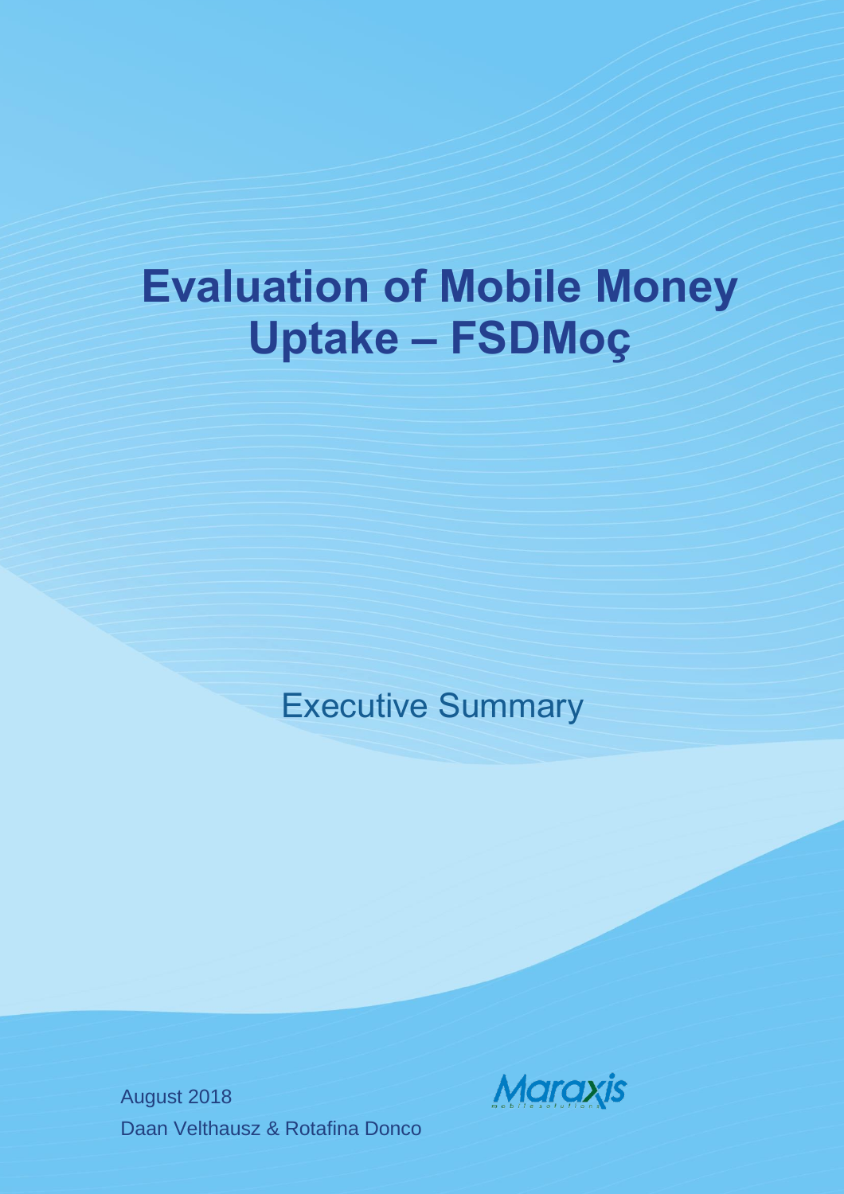# Evaluation of Mobile Money Uptake – FSDMoç

## Executive Summary

August 2018

Daan Velthausz & Rotafina Donco

Maraxis
mobile solutions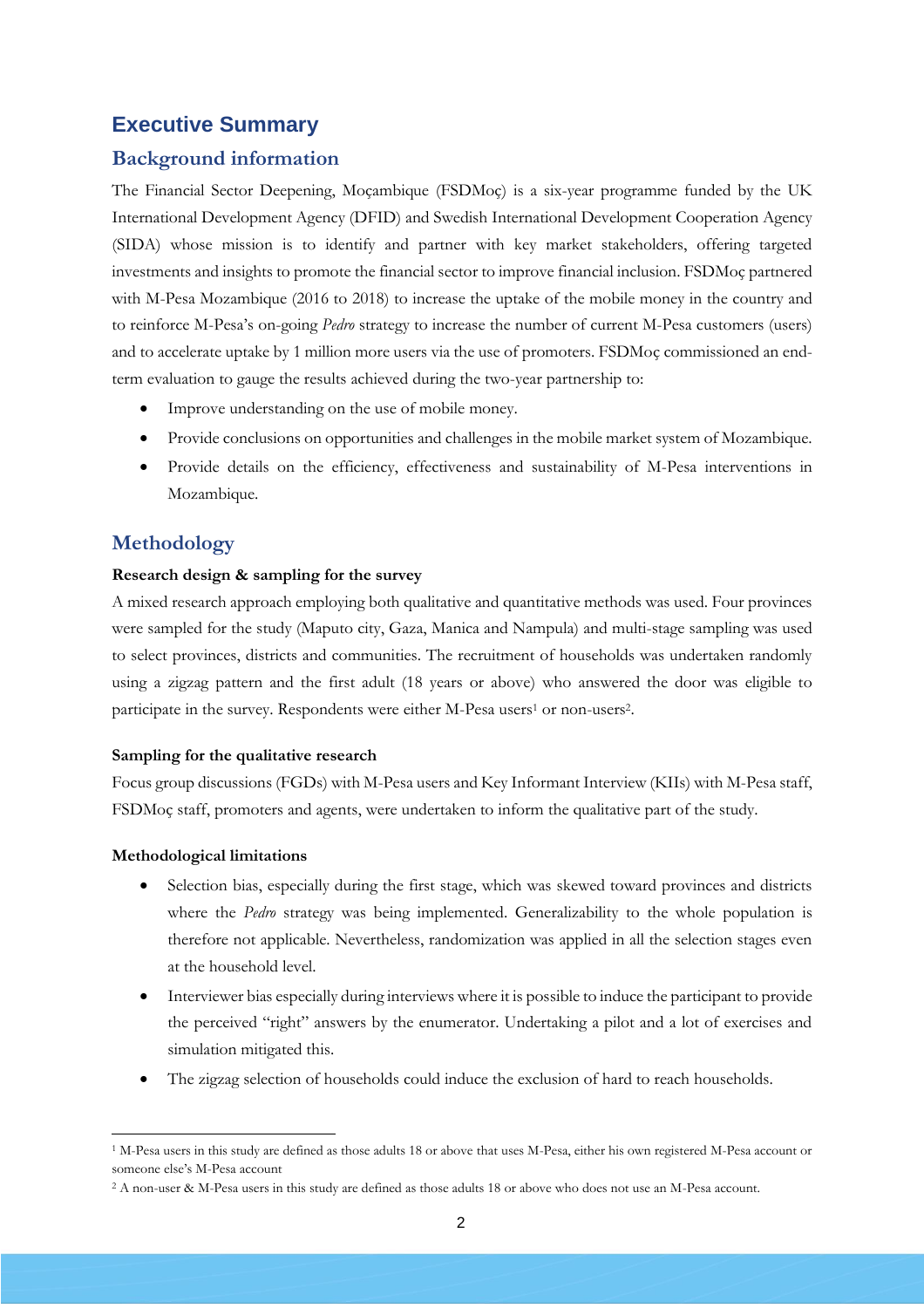# Executive Summary

## Background information

The Financial Sector Deepening, Moçambique (FSDMoç) is a six-year programme funded by the UK International Development Agency (DFID) and Swedish International Development Cooperation Agency (SIDA) whose mission is to identify and partner with key market stakeholders, offering targeted investments and insights to promote the financial sector to improve financial inclusion. FSDMoç partnered with M-Pesa Mozambique (2016 to 2018) to increase the uptake of the mobile money in the country and to reinforce M-Pesa's on-going *Pedro* strategy to increase the number of current M-Pesa customers (users) and to accelerate uptake by 1 million more users via the use of promoters. FSDMoç commissioned an end-term evaluation to gauge the results achieved during the two-year partnership to:

- Improve understanding on the use of mobile money.
- Provide conclusions on opportunities and challenges in the mobile market system of Mozambique.
- Provide details on the efficiency, effectiveness and sustainability of M-Pesa interventions in Mozambique.

## Methodology

**Research design & sampling for the survey**

A mixed research approach employing both qualitative and quantitative methods was used. Four provinces were sampled for the study (Maputo city, Gaza, Manica and Nampula) and multi-stage sampling was used to select provinces, districts and communities. The recruitment of households was undertaken randomly using a zigzag pattern and the first adult (18 years or above) who answered the door was eligible to participate in the survey. Respondents were either M-Pesa users[1] or non-users[2].

**Sampling for the qualitative research**

Focus group discussions (FGDs) with M-Pesa users and Key Informant Interview (KIIs) with M-Pesa staff, FSDMoç staff, promoters and agents, were undertaken to inform the qualitative part of the study.

**Methodological limitations**

- Selection bias, especially during the first stage, which was skewed toward provinces and districts where the *Pedro* strategy was being implemented. Generalizability to the whole population is therefore not applicable. Nevertheless, randomization was applied in all the selection stages even at the household level.
- Interviewer bias especially during interviews where it is possible to induce the participant to provide the perceived "right" answers by the enumerator. Undertaking a pilot and a lot of exercises and simulation mitigated this.
- The zigzag selection of households could induce the exclusion of hard to reach households.

[1] M-Pesa users in this study are defined as those adults 18 or above that uses M-Pesa, either his own registered M-Pesa account or someone else's M-Pesa account

[2] A non-user & M-Pesa users in this study are defined as those adults 18 or above who does not use an M-Pesa account.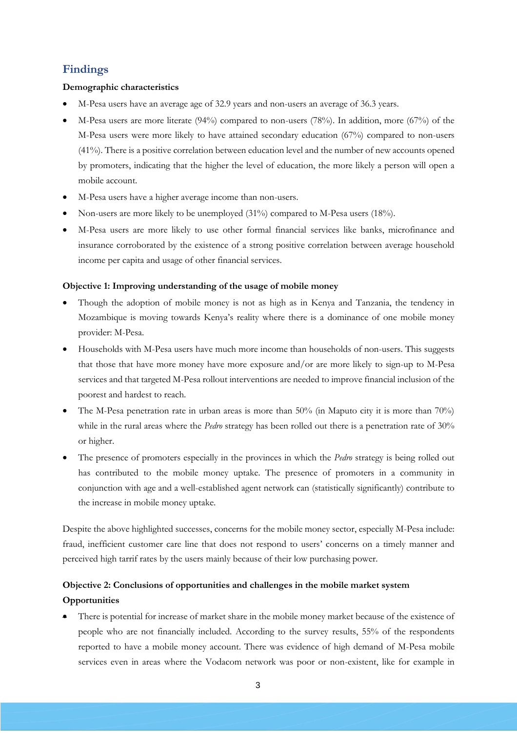## Findings

**Demographic characteristics**

- M-Pesa users have an average age of 32.9 years and non-users an average of 36.3 years.
- M-Pesa users are more literate (94%) compared to non-users (78%). In addition, more (67%) of the M-Pesa users were more likely to have attained secondary education (67%) compared to non-users (41%). There is a positive correlation between education level and the number of new accounts opened by promoters, indicating that the higher the level of education, the more likely a person will open a mobile account.
- M-Pesa users have a higher average income than non-users.
- Non-users are more likely to be unemployed (31%) compared to M-Pesa users (18%).
- M-Pesa users are more likely to use other formal financial services like banks, microfinance and insurance corroborated by the existence of a strong positive correlation between average household income per capita and usage of other financial services.

**Objective 1: Improving understanding of the usage of mobile money**

- Though the adoption of mobile money is not as high as in Kenya and Tanzania, the tendency in Mozambique is moving towards Kenya's reality where there is a dominance of one mobile money provider: M-Pesa.
- Households with M-Pesa users have much more income than households of non-users. This suggests that those that have more money have more exposure and/or are more likely to sign-up to M-Pesa services and that targeted M-Pesa rollout interventions are needed to improve financial inclusion of the poorest and hardest to reach.
- The M-Pesa penetration rate in urban areas is more than 50% (in Maputo city it is more than 70%) while in the rural areas where the *Pedro* strategy has been rolled out there is a penetration rate of 30% or higher.
- The presence of promoters especially in the provinces in which the *Pedro* strategy is being rolled out has contributed to the mobile money uptake. The presence of promoters in a community in conjunction with age and a well-established agent network can (statistically significantly) contribute to the increase in mobile money uptake.

Despite the above highlighted successes, concerns for the mobile money sector, especially M-Pesa include: fraud, inefficient customer care line that does not respond to users' concerns on a timely manner and perceived high tarrif rates by the users mainly because of their low purchasing power.

**Objective 2: Conclusions of opportunities and challenges in the mobile market system**

**Opportunities**

- There is potential for increase of market share in the mobile money market because of the existence of people who are not financially included. According to the survey results, 55% of the respondents reported to have a mobile money account. There was evidence of high demand of M-Pesa mobile services even in areas where the Vodacom network was poor or non-existent, like for example in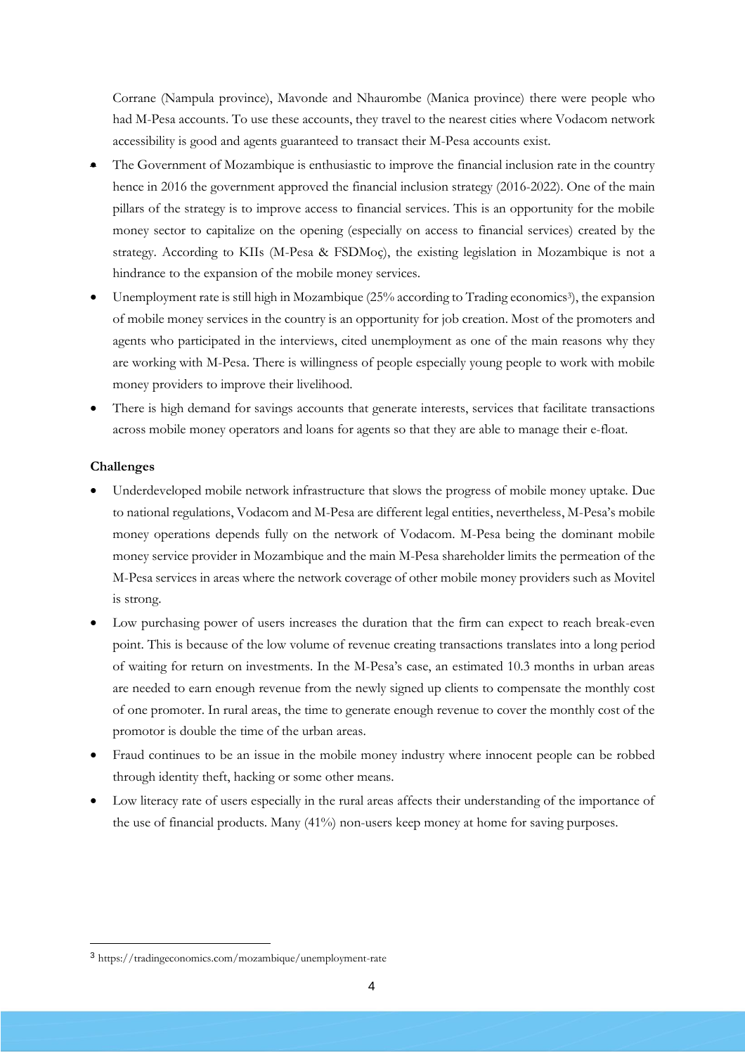Corrane (Nampula province), Mavonde and Nhaurombe (Manica province) there were people who had M-Pesa accounts. To use these accounts, they travel to the nearest cities where Vodacom network accessibility is good and agents guaranteed to transact their M-Pesa accounts exist.

- The Government of Mozambique is enthusiastic to improve the financial inclusion rate in the country hence in 2016 the government approved the financial inclusion strategy (2016-2022). One of the main pillars of the strategy is to improve access to financial services. This is an opportunity for the mobile money sector to capitalize on the opening (especially on access to financial services) created by the strategy. According to KIIs (M-Pesa & FSDMoç), the existing legislation in Mozambique is not a hindrance to the expansion of the mobile money services.
- Unemployment rate is still high in Mozambique (25% according to Trading economics[3]), the expansion of mobile money services in the country is an opportunity for job creation. Most of the promoters and agents who participated in the interviews, cited unemployment as one of the main reasons why they are working with M-Pesa. There is willingness of people especially young people to work with mobile money providers to improve their livelihood.
- There is high demand for savings accounts that generate interests, services that facilitate transactions across mobile money operators and loans for agents so that they are able to manage their e-float.

**Challenges**

- Underdeveloped mobile network infrastructure that slows the progress of mobile money uptake. Due to national regulations, Vodacom and M-Pesa are different legal entities, nevertheless, M-Pesa's mobile money operations depends fully on the network of Vodacom. M-Pesa being the dominant mobile money service provider in Mozambique and the main M-Pesa shareholder limits the permeation of the M-Pesa services in areas where the network coverage of other mobile money providers such as Movitel is strong.
- Low purchasing power of users increases the duration that the firm can expect to reach break-even point. This is because of the low volume of revenue creating transactions translates into a long period of waiting for return on investments. In the M-Pesa's case, an estimated 10.3 months in urban areas are needed to earn enough revenue from the newly signed up clients to compensate the monthly cost of one promoter. In rural areas, the time to generate enough revenue to cover the monthly cost of the promotor is double the time of the urban areas.
- Fraud continues to be an issue in the mobile money industry where innocent people can be robbed through identity theft, hacking or some other means.
- Low literacy rate of users especially in the rural areas affects their understanding of the importance of the use of financial products. Many (41%) non-users keep money at home for saving purposes.

[3] https://tradingeconomics.com/mozambique/unemployment-rate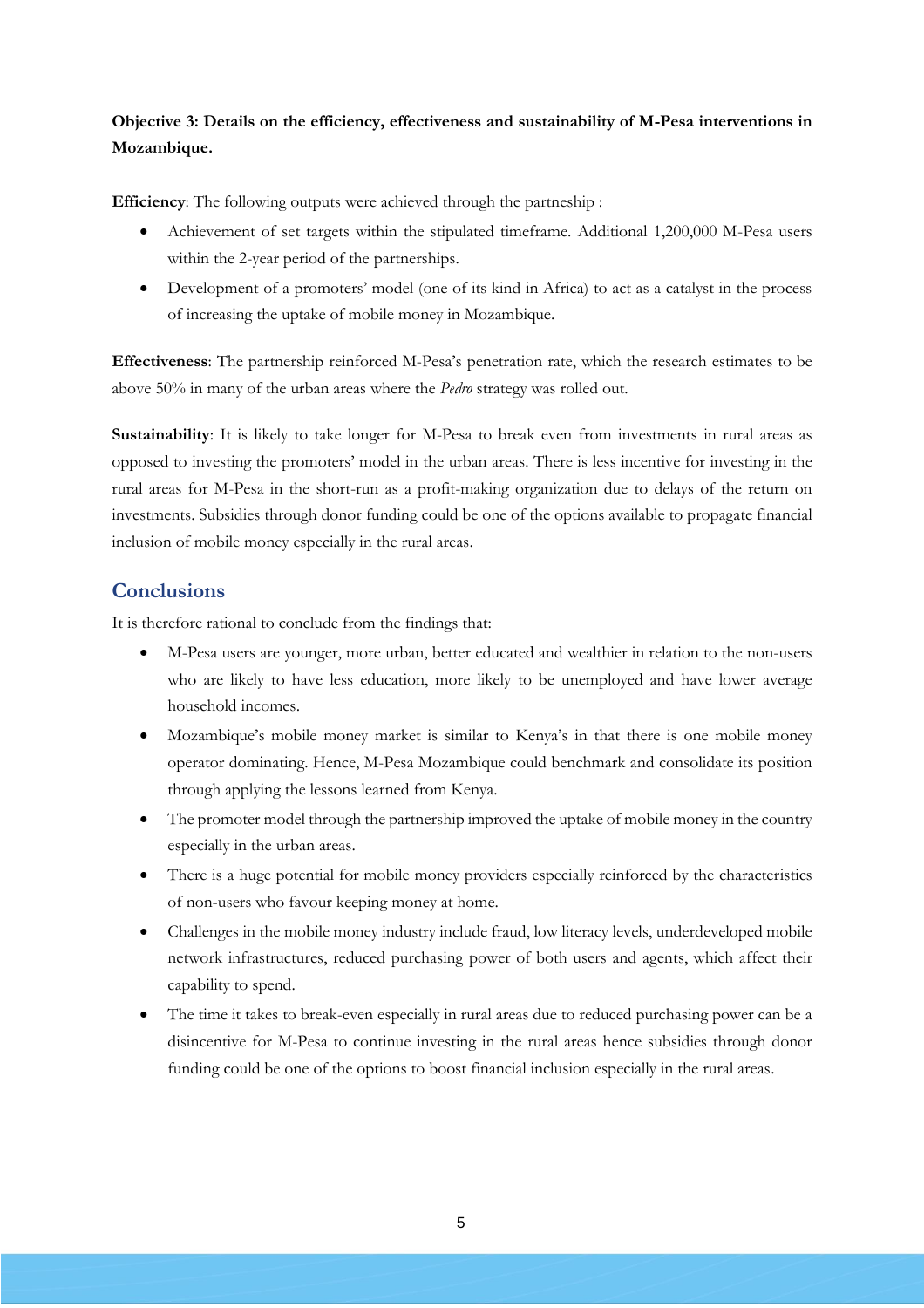**Objective 3: Details on the efficiency, effectiveness and sustainability of M-Pesa interventions in Mozambique.**

**Efficiency**: The following outputs were achieved through the partnership :

- Achievement of set targets within the stipulated timeframe. Additional 1,200,000 M-Pesa users within the 2-year period of the partnerships.
- Development of a promoters' model (one of its kind in Africa) to act as a catalyst in the process of increasing the uptake of mobile money in Mozambique.

**Effectiveness**: The partnership reinforced M-Pesa's penetration rate, which the research estimates to be above 50% in many of the urban areas where the *Pedro* strategy was rolled out.

**Sustainability**: It is likely to take longer for M-Pesa to break even from investments in rural areas as opposed to investing the promoters' model in the urban areas. There is less incentive for investing in the rural areas for M-Pesa in the short-run as a profit-making organization due to delays of the return on investments. Subsidies through donor funding could be one of the options available to propagate financial inclusion of mobile money especially in the rural areas.

## Conclusions

It is therefore rational to conclude from the findings that:

- M-Pesa users are younger, more urban, better educated and wealthier in relation to the non-users who are likely to have less education, more likely to be unemployed and have lower average household incomes.
- Mozambique's mobile money market is similar to Kenya's in that there is one mobile money operator dominating. Hence, M-Pesa Mozambique could benchmark and consolidate its position through applying the lessons learned from Kenya.
- The promoter model through the partnership improved the uptake of mobile money in the country especially in the urban areas.
- There is a huge potential for mobile money providers especially reinforced by the characteristics of non-users who favour keeping money at home.
- Challenges in the mobile money industry include fraud, low literacy levels, underdeveloped mobile network infrastructures, reduced purchasing power of both users and agents, which affect their capability to spend.
- The time it takes to break-even especially in rural areas due to reduced purchasing power can be a disincentive for M-Pesa to continue investing in the rural areas hence subsidies through donor funding could be one of the options to boost financial inclusion especially in the rural areas.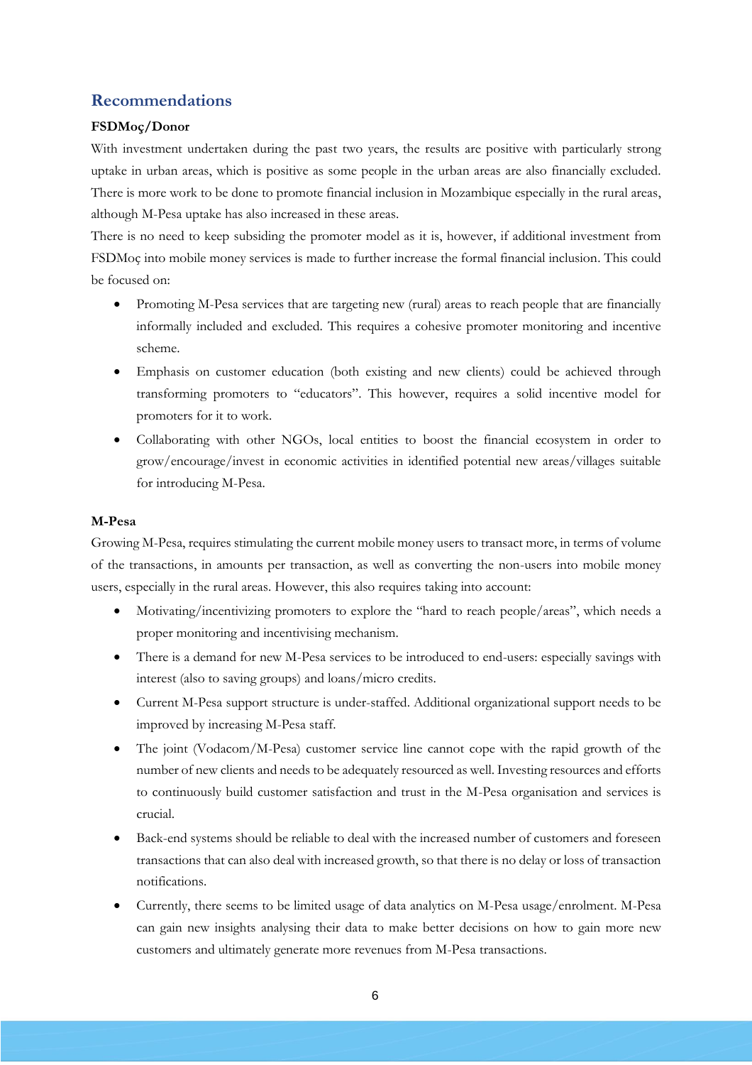## Recommendations

**FSDMoç/Donor**

With investment undertaken during the past two years, the results are positive with particularly strong uptake in urban areas, which is positive as some people in the urban areas are also financially excluded. There is more work to be done to promote financial inclusion in Mozambique especially in the rural areas, although M-Pesa uptake has also increased in these areas.

There is no need to keep subsiding the promoter model as it is, however, if additional investment from FSDMoç into mobile money services is made to further increase the formal financial inclusion. This could be focused on:

- Promoting M-Pesa services that are targeting new (rural) areas to reach people that are financially informally included and excluded. This requires a cohesive promoter monitoring and incentive scheme.
- Emphasis on customer education (both existing and new clients) could be achieved through transforming promoters to "educators". This however, requires a solid incentive model for promoters for it to work.
- Collaborating with other NGOs, local entities to boost the financial ecosystem in order to grow/encourage/invest in economic activities in identified potential new areas/villages suitable for introducing M-Pesa.

**M-Pesa**

Growing M-Pesa, requires stimulating the current mobile money users to transact more, in terms of volume of the transactions, in amounts per transaction, as well as converting the non-users into mobile money users, especially in the rural areas. However, this also requires taking into account:

- Motivating/incentivizing promoters to explore the "hard to reach people/areas", which needs a proper monitoring and incentivising mechanism.
- There is a demand for new M-Pesa services to be introduced to end-users: especially savings with interest (also to saving groups) and loans/micro credits.
- Current M-Pesa support structure is under-staffed. Additional organizational support needs to be improved by increasing M-Pesa staff.
- The joint (Vodacom/M-Pesa) customer service line cannot cope with the rapid growth of the number of new clients and needs to be adequately resourced as well. Investing resources and efforts to continuously build customer satisfaction and trust in the M-Pesa organisation and services is crucial.
- Back-end systems should be reliable to deal with the increased number of customers and foreseen transactions that can also deal with increased growth, so that there is no delay or loss of transaction notifications.
- Currently, there seems to be limited usage of data analytics on M-Pesa usage/enrolment. M-Pesa can gain new insights analysing their data to make better decisions on how to gain more new customers and ultimately generate more revenues from M-Pesa transactions.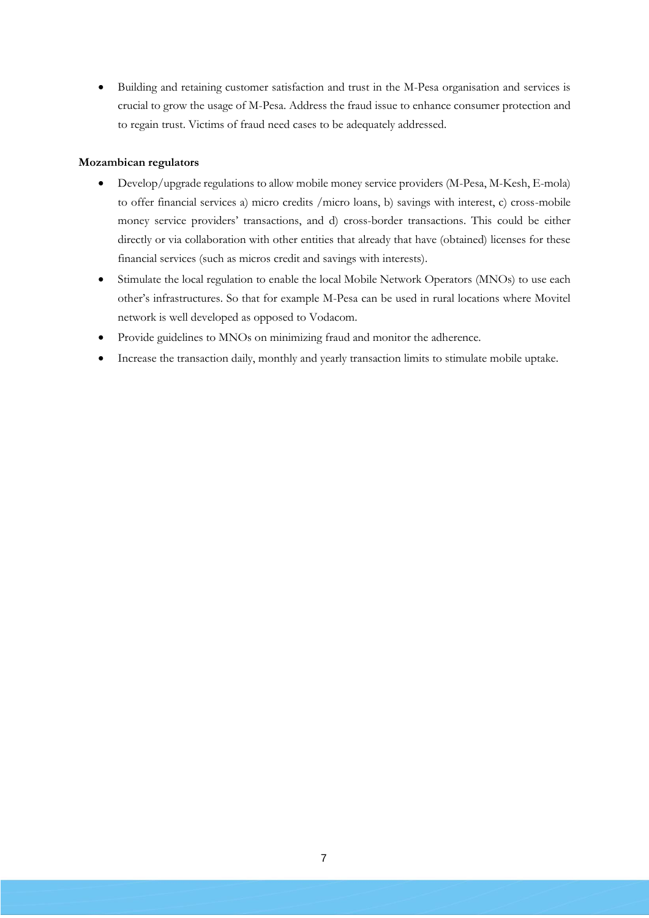- Building and retaining customer satisfaction and trust in the M-Pesa organisation and services is crucial to grow the usage of M-Pesa. Address the fraud issue to enhance consumer protection and to regain trust. Victims of fraud need cases to be adequately addressed.

**Mozambican regulators**

- Develop/upgrade regulations to allow mobile money service providers (M-Pesa, M-Kesh, E-mola) to offer financial services a) micro credits /micro loans, b) savings with interest, c) cross-mobile money service providers' transactions, and d) cross-border transactions. This could be either directly or via collaboration with other entities that already that have (obtained) licenses for these financial services (such as micros credit and savings with interests).
- Stimulate the local regulation to enable the local Mobile Network Operators (MNOs) to use each other's infrastructures. So that for example M-Pesa can be used in rural locations where Movitel network is well developed as opposed to Vodacom.
- Provide guidelines to MNOs on minimizing fraud and monitor the adherence.
- Increase the transaction daily, monthly and yearly transaction limits to stimulate mobile uptake.